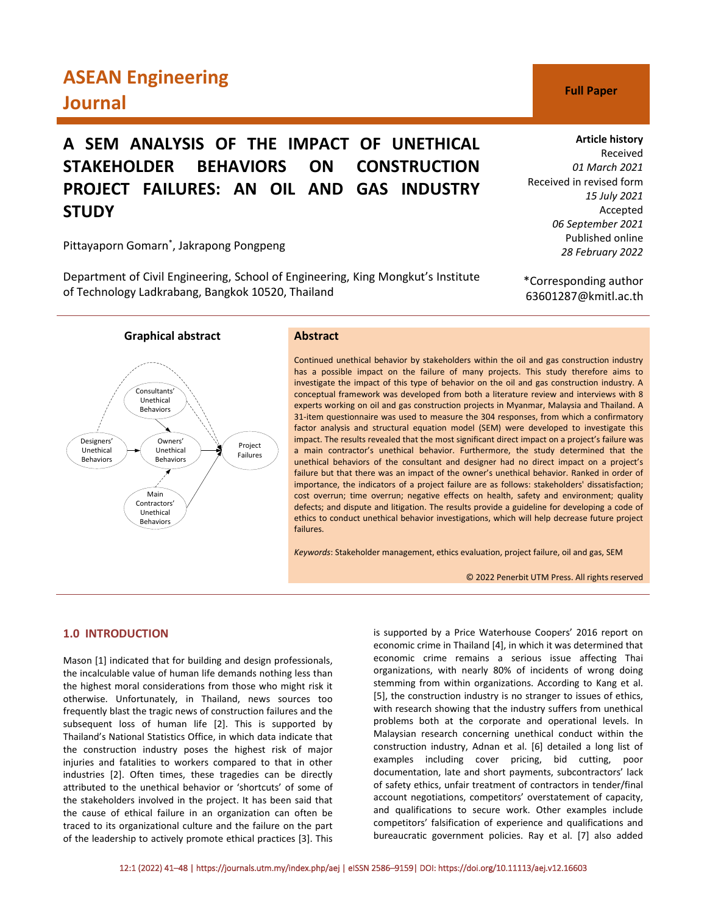# ASEAN Engineering Journal

**Full Paper**

## A SEM ANALYSIS OF THE IMPACT OF UNETHICAL STAKEHOLDER BEHAVIORS ON CONSTRUCTION PROJECT FAILURES: AN OIL AND GAS INDUSTRY STUDY

Pittayaporn Gomarn*, Jakrapong Pongpeng

Department of Civil Engineering, School of Engineering, King Mongkut's Institute of Technology Ladkrabang, Bangkok 10520, Thailand

**Article history**
Received
*01 March 2021*
Received in revised form
*15 July 2021*
Accepted
*06 September 2021*
Published online
*28 February 2022*

*Corresponding author
63601287@kmitl.ac.th

**Graphical abstract**

Consultants' Unethical Behaviors; Designers' Unethical Behaviors; Owners' Unethical Behaviors; Main Contractors' Unethical Behaviors; Project Failures

**Abstract**

Continued unethical behavior by stakeholders within the oil and gas construction industry has a possible impact on the failure of many projects. This study therefore aims to investigate the impact of this type of behavior on the oil and gas construction industry. A conceptual framework was developed from both a literature review and interviews with 8 experts working on oil and gas construction projects in Myanmar, Malaysia and Thailand. A 31-item questionnaire was used to measure the 304 responses, from which a confirmatory factor analysis and structural equation model (SEM) were developed to investigate this impact. The results revealed that the most significant direct impact on a project's failure was a main contractor's unethical behavior. Furthermore, the study determined that the unethical behaviors of the consultant and designer had no direct impact on a project's failure but that there was an impact of the owner's unethical behavior. Ranked in order of importance, the indicators of a project failure are as follows: stakeholders' dissatisfaction; cost overrun; time overrun; negative effects on health, safety and environment; quality defects; and dispute and litigation. The results provide a guideline for developing a code of ethics to conduct unethical behavior investigations, which will help decrease future project failures.

*Keywords*: Stakeholder management, ethics evaluation, project failure, oil and gas, SEM

© 2022 Penerbit UTM Press. All rights reserved

## 1.0 INTRODUCTION

Mason [1] indicated that for building and design professionals, the incalculable value of human life demands nothing less than the highest moral considerations from those who might risk it otherwise. Unfortunately, in Thailand, news sources too frequently blast the tragic news of construction failures and the subsequent loss of human life [2]. This is supported by Thailand's National Statistics Office, in which data indicate that the construction industry poses the highest risk of major injuries and fatalities to workers compared to that in other industries [2]. Often times, these tragedies can be directly attributed to the unethical behavior or 'shortcuts' of some of the stakeholders involved in the project. It has been said that the cause of ethical failure in an organization can often be traced to its organizational culture and the failure on the part of the leadership to actively promote ethical practices [3]. This is supported by a Price Waterhouse Coopers' 2016 report on economic crime in Thailand [4], in which it was determined that economic crime remains a serious issue affecting Thai organizations, with nearly 80% of incidents of wrong doing stemming from within organizations. According to Kang et al. [5], the construction industry is no stranger to issues of ethics, with research showing that the industry suffers from unethical problems both at the corporate and operational levels. In Malaysian research concerning unethical conduct within the construction industry, Adnan et al. [6] detailed a long list of examples including cover pricing, bid cutting, poor documentation, late and short payments, subcontractors' lack of safety ethics, unfair treatment of contractors in tender/final account negotiations, competitors' overstatement of capacity, and qualifications to secure work. Other examples include competitors' falsification of experience and qualifications and bureaucratic government policies. Ray et al. [7] also added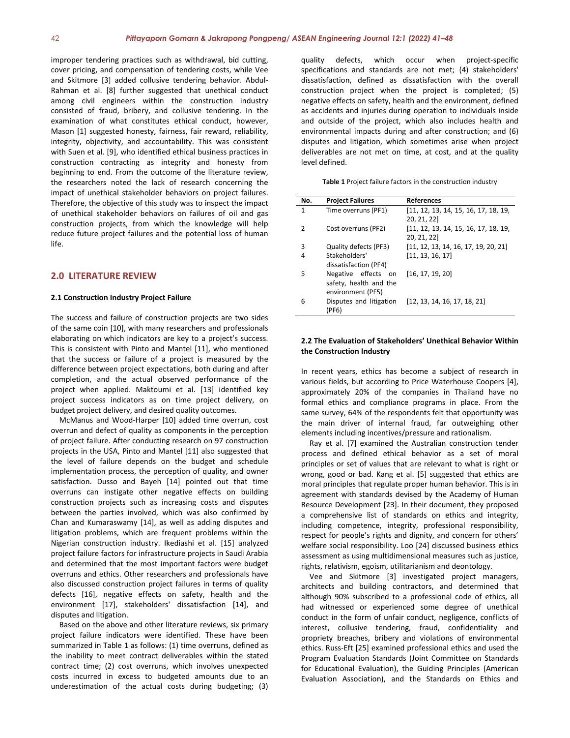improper tendering practices such as withdrawal, bid cutting, cover pricing, and compensation of tendering costs, while Vee and Skitmore [3] added collusive tendering behavior. Abdul-Rahman et al. [8] further suggested that unethical conduct among civil engineers within the construction industry consisted of fraud, bribery, and collusive tendering. In the examination of what constitutes ethical conduct, however, Mason [1] suggested honesty, fairness, fair reward, reliability, integrity, objectivity, and accountability. This was consistent with Suen et al. [9], who identified ethical business practices in construction contracting as integrity and honesty from beginning to end. From the outcome of the literature review, the researchers noted the lack of research concerning the impact of unethical stakeholder behaviors on project failures. Therefore, the objective of this study was to inspect the impact of unethical stakeholder behaviors on failures of oil and gas construction projects, from which the knowledge will help reduce future project failures and the potential loss of human life.

## 2.0 LITERATURE REVIEW

### 2.1 Construction Industry Project Failure

The success and failure of construction projects are two sides of the same coin [10], with many researchers and professionals elaborating on which indicators are key to a project's success. This is consistent with Pinto and Mantel [11], who mentioned that the success or failure of a project is measured by the difference between project expectations, both during and after completion, and the actual observed performance of the project when applied. Maktoumi et al. [13] identified key project success indicators as on time project delivery, on budget project delivery, and desired quality outcomes.

McManus and Wood-Harper [10] added time overrun, cost overrun and defect of quality as components in the perception of project failure. After conducting research on 97 construction projects in the USA, Pinto and Mantel [11] also suggested that the level of failure depends on the budget and schedule implementation process, the perception of quality, and owner satisfaction. Dusso and Bayeh [14] pointed out that time overruns can instigate other negative effects on building construction projects such as increasing costs and disputes between the parties involved, which was also confirmed by Chan and Kumaraswamy [14], as well as adding disputes and litigation problems, which are frequent problems within the Nigerian construction industry. Ikediashi et al. [15] analyzed project failure factors for infrastructure projects in Saudi Arabia and determined that the most important factors were budget overruns and ethics. Other researchers and professionals have also discussed construction project failures in terms of quality defects [16], negative effects on safety, health and the environment [17], stakeholders' dissatisfaction [14], and disputes and litigation.

Based on the above and other literature reviews, six primary project failure indicators were identified. These have been summarized in Table 1 as follows: (1) time overruns, defined as the inability to meet contract deliverables within the stated contract time; (2) cost overruns, which involves unexpected costs incurred in excess to budgeted amounts due to an underestimation of the actual costs during budgeting; (3) quality defects, which occur when project-specific specifications and standards are not met; (4) stakeholders' dissatisfaction, defined as dissatisfaction with the overall construction project when the project is completed; (5) negative effects on safety, health and the environment, defined as accidents and injuries during operation to individuals inside and outside of the project, which also includes health and environmental impacts during and after construction; and (6) disputes and litigation, which sometimes arise when project deliverables are not met on time, at cost, and at the quality level defined.

**Table 1** Project failure factors in the construction industry

| No. | Project Failures | References |
|---|---|---|
| 1 | Time overruns (PF1) | [11, 12, 13, 14, 15, 16, 17, 18, 19, 20, 21, 22] |
| 2 | Cost overruns (PF2) | [11, 12, 13, 14, 15, 16, 17, 18, 19, 20, 21, 22] |
| 3 | Quality defects (PF3) | [11, 12, 13, 14, 16, 17, 19, 20, 21] |
| 4 | Stakeholders' dissatisfaction (PF4) | [11, 13, 16, 17] |
| 5 | Negative effects on safety, health and the environment (PF5) | [16, 17, 19, 20] |
| 6 | Disputes and litigation (PF6) | [12, 13, 14, 16, 17, 18, 21] |

### 2.2 The Evaluation of Stakeholders' Unethical Behavior Within the Construction Industry

In recent years, ethics has become a subject of research in various fields, but according to Price Waterhouse Coopers [4], approximately 20% of the companies in Thailand have no formal ethics and compliance programs in place. From the same survey, 64% of the respondents felt that opportunity was the main driver of internal fraud, far outweighing other elements including incentives/pressure and rationalism.

Ray et al. [7] examined the Australian construction tender process and defined ethical behavior as a set of moral principles or set of values that are relevant to what is right or wrong, good or bad. Kang et al. [5] suggested that ethics are moral principles that regulate proper human behavior. This is in agreement with standards devised by the Academy of Human Resource Development [23]. In their document, they proposed a comprehensive list of standards on ethics and integrity, including competence, integrity, professional responsibility, respect for people's rights and dignity, and concern for others' welfare social responsibility. Loo [24] discussed business ethics assessment as using multidimensional measures such as justice, rights, relativism, egoism, utilitarianism and deontology.

Vee and Skitmore [3] investigated project managers, architects and building contractors, and determined that although 90% subscribed to a professional code of ethics, all had witnessed or experienced some degree of unethical conduct in the form of unfair conduct, negligence, conflicts of interest, collusive tendering, fraud, confidentiality and propriety breaches, bribery and violations of environmental ethics. Russ-Eft [25] examined professional ethics and used the Program Evaluation Standards (Joint Committee on Standards for Educational Evaluation), the Guiding Principles (American Evaluation Association), and the Standards on Ethics and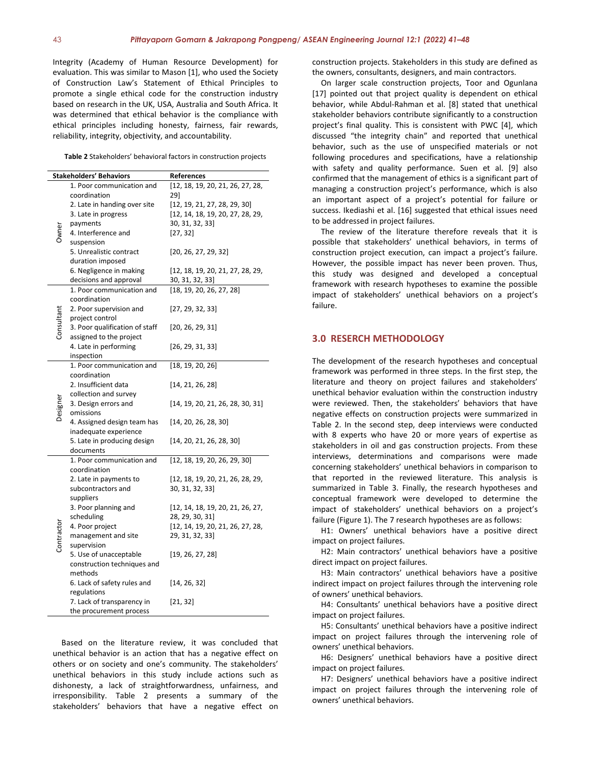Integrity (Academy of Human Resource Development) for evaluation. This was similar to Mason [1], who used the Society of Construction Law's Statement of Ethical Principles to promote a single ethical code for the construction industry based on research in the UK, USA, Australia and South Africa. It was determined that ethical behavior is the compliance with ethical principles including honesty, fairness, fair rewards, reliability, integrity, objectivity, and accountability.

**Table 2** Stakeholders' behavioral factors in construction projects

| Stakeholders' Behaviors | | References |
|---|---|---|
| Owner | 1. Poor communication and coordination | [12, 18, 19, 20, 21, 26, 27, 28, 29] |
| | 2. Late in handing over site | [12, 19, 21, 27, 28, 29, 30] |
| | 3. Late in progress payments | [12, 14, 18, 19, 20, 27, 28, 29, 30, 31, 32, 33] |
| | 4. Interference and suspension | [27, 32] |
| | 5. Unrealistic contract duration imposed | [20, 26, 27, 29, 32] |
| | 6. Negligence in making decisions and approval | [12, 18, 19, 20, 21, 27, 28, 29, 30, 31, 32, 33] |
| Consultant | 1. Poor communication and coordination | [18, 19, 20, 26, 27, 28] |
| | 2. Poor supervision and project control | [27, 29, 32, 33] |
| | 3. Poor qualification of staff assigned to the project | [20, 26, 29, 31] |
| | 4. Late in performing inspection | [26, 29, 31, 33] |
| Designer | 1. Poor communication and coordination | [18, 19, 20, 26] |
| | 2. Insufficient data collection and survey | [14, 21, 26, 28] |
| | 3. Design errors and omissions | [14, 19, 20, 21, 26, 28, 30, 31] |
| | 4. Assigned design team has inadequate experience | [14, 20, 26, 28, 30] |
| | 5. Late in producing design documents | [14, 20, 21, 26, 28, 30] |
| Contractor | 1. Poor communication and coordination | [12, 18, 19, 20, 26, 29, 30] |
| | 2. Late in payments to subcontractors and suppliers | [12, 18, 19, 20, 21, 26, 28, 29, 30, 31, 32, 33] |
| | 3. Poor planning and scheduling | [12, 14, 18, 19, 20, 21, 26, 27, 28, 29, 30, 31] |
| | 4. Poor project management and site supervision | [12, 14, 19, 20, 21, 26, 27, 28, 29, 31, 32, 33] |
| | 5. Use of unacceptable construction techniques and methods | [19, 26, 27, 28] |
| | 6. Lack of safety rules and regulations | [14, 26, 32] |
| | 7. Lack of transparency in the procurement process | [21, 32] |

Based on the literature review, it was concluded that unethical behavior is an action that has a negative effect on others or on society and one's community. The stakeholders' unethical behaviors in this study include actions such as dishonesty, a lack of straightforwardness, unfairness, and irresponsibility. Table 2 presents a summary of the stakeholders' behaviors that have a negative effect on construction projects. Stakeholders in this study are defined as the owners, consultants, designers, and main contractors.

On larger scale construction projects, Toor and Ogunlana [17] pointed out that project quality is dependent on ethical behavior, while Abdul-Rahman et al. [8] stated that unethical stakeholder behaviors contribute significantly to a construction project's final quality. This is consistent with PWC [4], which discussed "the integrity chain" and reported that unethical behavior, such as the use of unspecified materials or not following procedures and specifications, have a relationship with safety and quality performance. Suen et al. [9] also confirmed that the management of ethics is a significant part of managing a construction project's performance, which is also an important aspect of a project's potential for failure or success. Ikediashi et al. [16] suggested that ethical issues need to be addressed in project failures.

The review of the literature therefore reveals that it is possible that stakeholders' unethical behaviors, in terms of construction project execution, can impact a project's failure. However, the possible impact has never been proven. Thus, this study was designed and developed a conceptual framework with research hypotheses to examine the possible impact of stakeholders' unethical behaviors on a project's failure.

## 3.0 RESEARCH METHODOLOGY

The development of the research hypotheses and conceptual framework was performed in three steps. In the first step, the literature and theory on project failures and stakeholders' unethical behavior evaluation within the construction industry were reviewed. Then, the stakeholders' behaviors that have negative effects on construction projects were summarized in Table 2. In the second step, deep interviews were conducted with 8 experts who have 20 or more years of expertise as stakeholders in oil and gas construction projects. From these interviews, determinations and comparisons were made concerning stakeholders' unethical behaviors in comparison to that reported in the reviewed literature. This analysis is summarized in Table 3. Finally, the research hypotheses and conceptual framework were developed to determine the impact of stakeholders' unethical behaviors on a project's failure (Figure 1). The 7 research hypotheses are as follows:

H1: Owners' unethical behaviors have a positive direct impact on project failures.

H2: Main contractors' unethical behaviors have a positive direct impact on project failures.

H3: Main contractors' unethical behaviors have a positive indirect impact on project failures through the intervening role of owners' unethical behaviors.

H4: Consultants' unethical behaviors have a positive direct impact on project failures.

H5: Consultants' unethical behaviors have a positive indirect impact on project failures through the intervening role of owners' unethical behaviors.

H6: Designers' unethical behaviors have a positive direct impact on project failures.

H7: Designers' unethical behaviors have a positive indirect impact on project failures through the intervening role of owners' unethical behaviors.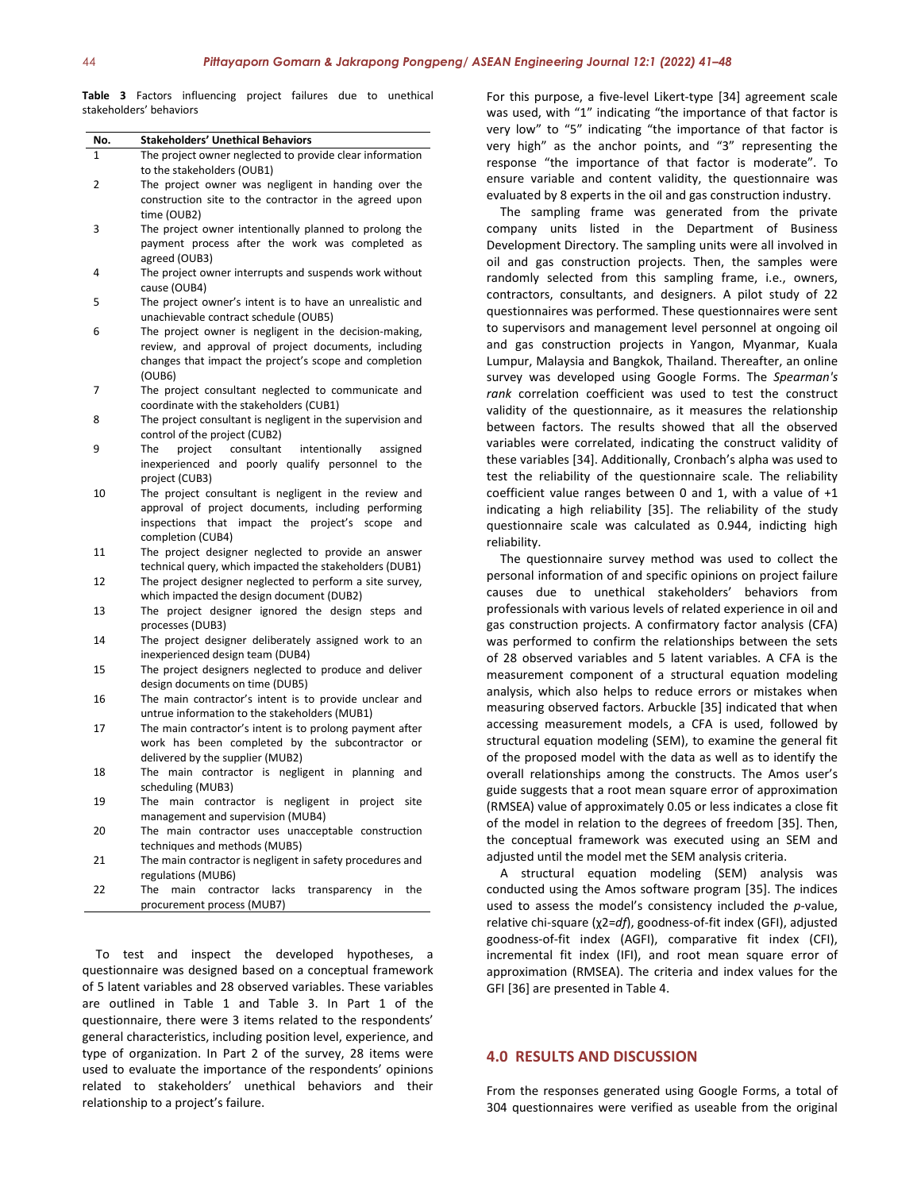**Table 3** Factors influencing project failures due to unethical stakeholders' behaviors

| No. | Stakeholders' Unethical Behaviors |
|---|---|
| 1 | The project owner neglected to provide clear information to the stakeholders (OUB1) |
| 2 | The project owner was negligent in handing over the construction site to the contractor in the agreed upon time (OUB2) |
| 3 | The project owner intentionally planned to prolong the payment process after the work was completed as agreed (OUB3) |
| 4 | The project owner interrupts and suspends work without cause (OUB4) |
| 5 | The project owner's intent is to have an unrealistic and unachievable contract schedule (OUB5) |
| 6 | The project owner is negligent in the decision-making, review, and approval of project documents, including changes that impact the project's scope and completion (OUB6) |
| 7 | The project consultant neglected to communicate and coordinate with the stakeholders (CUB1) |
| 8 | The project consultant is negligent in the supervision and control of the project (CUB2) |
| 9 | The project consultant intentionally assigned inexperienced and poorly qualify personnel to the project (CUB3) |
| 10 | The project consultant is negligent in the review and approval of project documents, including performing inspections that impact the project's scope and completion (CUB4) |
| 11 | The project designer neglected to provide an answer technical query, which impacted the stakeholders (DUB1) |
| 12 | The project designer neglected to perform a site survey, which impacted the design document (DUB2) |
| 13 | The project designer ignored the design steps and processes (DUB3) |
| 14 | The project designer deliberately assigned work to an inexperienced design team (DUB4) |
| 15 | The project designers neglected to produce and deliver design documents on time (DUB5) |
| 16 | The main contractor's intent is to provide unclear and untrue information to the stakeholders (MUB1) |
| 17 | The main contractor's intent is to prolong payment after work has been completed by the subcontractor or delivered by the supplier (MUB2) |
| 18 | The main contractor is negligent in planning and scheduling (MUB3) |
| 19 | The main contractor is negligent in project site management and supervision (MUB4) |
| 20 | The main contractor uses unacceptable construction techniques and methods (MUB5) |
| 21 | The main contractor is negligent in safety procedures and regulations (MUB6) |
| 22 | The main contractor lacks transparency in the procurement process (MUB7) |

To test and inspect the developed hypotheses, a questionnaire was designed based on a conceptual framework of 5 latent variables and 28 observed variables. These variables are outlined in Table 1 and Table 3. In Part 1 of the questionnaire, there were 3 items related to the respondents' general characteristics, including position level, experience, and type of organization. In Part 2 of the survey, 28 items were used to evaluate the importance of the respondents' opinions related to stakeholders' unethical behaviors and their relationship to a project's failure.

For this purpose, a five-level Likert-type [34] agreement scale was used, with "1" indicating "the importance of that factor is very low" to "5" indicating "the importance of that factor is very high" as the anchor points, and "3" representing the response "the importance of that factor is moderate". To ensure variable and content validity, the questionnaire was evaluated by 8 experts in the oil and gas construction industry.

The sampling frame was generated from the private company units listed in the Department of Business Development Directory. The sampling units were all involved in oil and gas construction projects. Then, the samples were randomly selected from this sampling frame, i.e., owners, contractors, consultants, and designers. A pilot study of 22 questionnaires was performed. These questionnaires were sent to supervisors and management level personnel at ongoing oil and gas construction projects in Yangon, Myanmar, Kuala Lumpur, Malaysia and Bangkok, Thailand. Thereafter, an online survey was developed using Google Forms. The *Spearman's rank* correlation coefficient was used to test the construct validity of the questionnaire, as it measures the relationship between factors. The results showed that all the observed variables were correlated, indicating the construct validity of these variables [34]. Additionally, Cronbach's alpha was used to test the reliability of the questionnaire scale. The reliability coefficient value ranges between 0 and 1, with a value of +1 indicating a high reliability [35]. The reliability of the study questionnaire scale was calculated as 0.944, indicting high reliability.

The questionnaire survey method was used to collect the personal information of and specific opinions on project failure causes due to unethical stakeholders' behaviors from professionals with various levels of related experience in oil and gas construction projects. A confirmatory factor analysis (CFA) was performed to confirm the relationships between the sets of 28 observed variables and 5 latent variables. A CFA is the measurement component of a structural equation modeling analysis, which also helps to reduce errors or mistakes when measuring observed factors. Arbuckle [35] indicated that when accessing measurement models, a CFA is used, followed by structural equation modeling (SEM), to examine the general fit of the proposed model with the data as well as to identify the overall relationships among the constructs. The Amos user's guide suggests that a root mean square error of approximation (RMSEA) value of approximately 0.05 or less indicates a close fit of the model in relation to the degrees of freedom [35]. Then, the conceptual framework was executed using an SEM and adjusted until the model met the SEM analysis criteria.

A structural equation modeling (SEM) analysis was conducted using the Amos software program [35]. The indices used to assess the model's consistency included the *p*-value, relative chi-square ($\chi 2/df$), goodness-of-fit index (GFI), adjusted goodness-of-fit index (AGFI), comparative fit index (CFI), incremental fit index (IFI), and root mean square error of approximation (RMSEA). The criteria and index values for the GFI [36] are presented in Table 4.

## 4.0 RESULTS AND DISCUSSION

From the responses generated using Google Forms, a total of 304 questionnaires were verified as useable from the original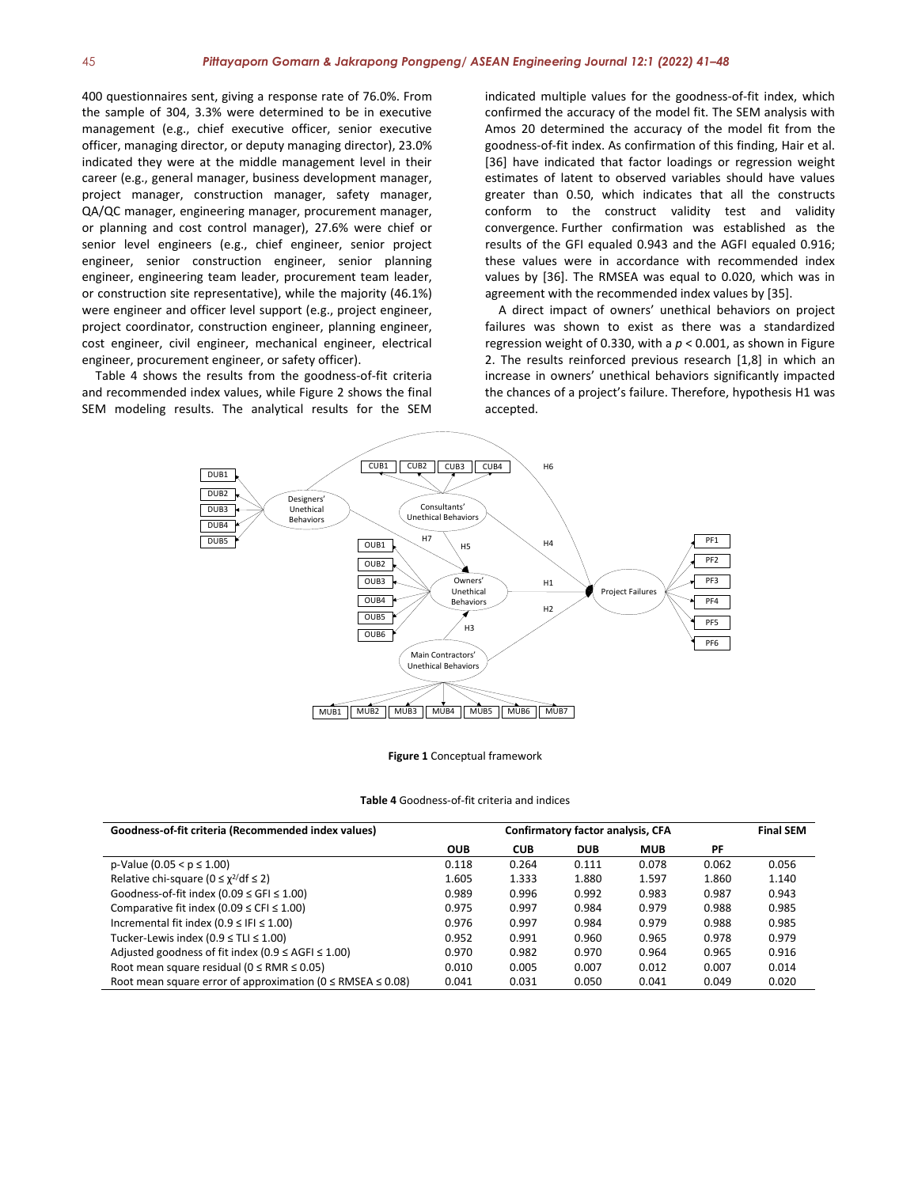400 questionnaires sent, giving a response rate of 76.0%. From the sample of 304, 3.3% were determined to be in executive management (e.g., chief executive officer, senior executive officer, managing director, or deputy managing director), 23.0% indicated they were at the middle management level in their career (e.g., general manager, business development manager, project manager, construction manager, safety manager, QA/QC manager, engineering manager, procurement manager, or planning and cost control manager), 27.6% were chief or senior level engineers (e.g., chief engineer, senior project engineer, senior construction engineer, senior planning engineer, engineering team leader, procurement team leader, or construction site representative), while the majority (46.1%) were engineer and officer level support (e.g., project engineer, project coordinator, construction engineer, planning engineer, cost engineer, civil engineer, mechanical engineer, electrical engineer, procurement engineer, or safety officer).

Table 4 shows the results from the goodness-of-fit criteria and recommended index values, while Figure 2 shows the final SEM modeling results. The analytical results for the SEM indicated multiple values for the goodness-of-fit index, which confirmed the accuracy of the model fit. The SEM analysis with Amos 20 determined the accuracy of the model fit from the goodness-of-fit index. As confirmation of this finding, Hair et al. [36] have indicated that factor loadings or regression weight estimates of latent to observed variables should have values greater than 0.50, which indicates that all the constructs conform to the construct validity test and validity convergence. Further confirmation was established as the results of the GFI equaled 0.943 and the AGFI equaled 0.916; these values were in accordance with recommended index values by [36]. The RMSEA was equal to 0.020, which was in agreement with the recommended index values by [35].

A direct impact of owners' unethical behaviors on project failures was shown to exist as there was a standardized regression weight of 0.330, with a $p < 0.001$, as shown in Figure 2. The results reinforced previous research [1,8] in which an increase in owners' unethical behaviors significantly impacted the chances of a project's failure. Therefore, hypothesis H1 was accepted.

**Figure 1** Conceptual framework

**Table 4** Goodness-of-fit criteria and indices

| Goodness-of-fit criteria (Recommended index values) | Confirmatory factor analysis, CFA | | | | | Final SEM |
|---|---|---|---|---|---|---|
| | OUB | CUB | DUB | MUB | PF | |
| p-Value ($0.05 < p \leq 1.00$) | 0.118 | 0.264 | 0.111 | 0.078 | 0.062 | 0.056 |
| Relative chi-square ($0 \leq \chi^2/df \leq 2$) | 1.605 | 1.333 | 1.880 | 1.597 | 1.860 | 1.140 |
| Goodness-of-fit index ($0.09 \leq GFI \leq 1.00$) | 0.989 | 0.996 | 0.992 | 0.983 | 0.987 | 0.943 |
| Comparative fit index ($0.09 \leq CFI \leq 1.00$) | 0.975 | 0.997 | 0.984 | 0.979 | 0.988 | 0.985 |
| Incremental fit index ($0.9 \leq IFI \leq 1.00$) | 0.976 | 0.997 | 0.984 | 0.979 | 0.988 | 0.985 |
| Tucker-Lewis index ($0.9 \leq TLI \leq 1.00$) | 0.952 | 0.991 | 0.960 | 0.965 | 0.978 | 0.979 |
| Adjusted goodness of fit index ($0.9 \leq AGFI \leq 1.00$) | 0.970 | 0.982 | 0.970 | 0.964 | 0.965 | 0.916 |
| Root mean square residual ($0 \leq RMR \leq 0.05$) | 0.010 | 0.005 | 0.007 | 0.012 | 0.007 | 0.014 |
| Root mean square error of approximation ($0 \leq RMSEA \leq 0.08$) | 0.041 | 0.031 | 0.050 | 0.041 | 0.049 | 0.020 |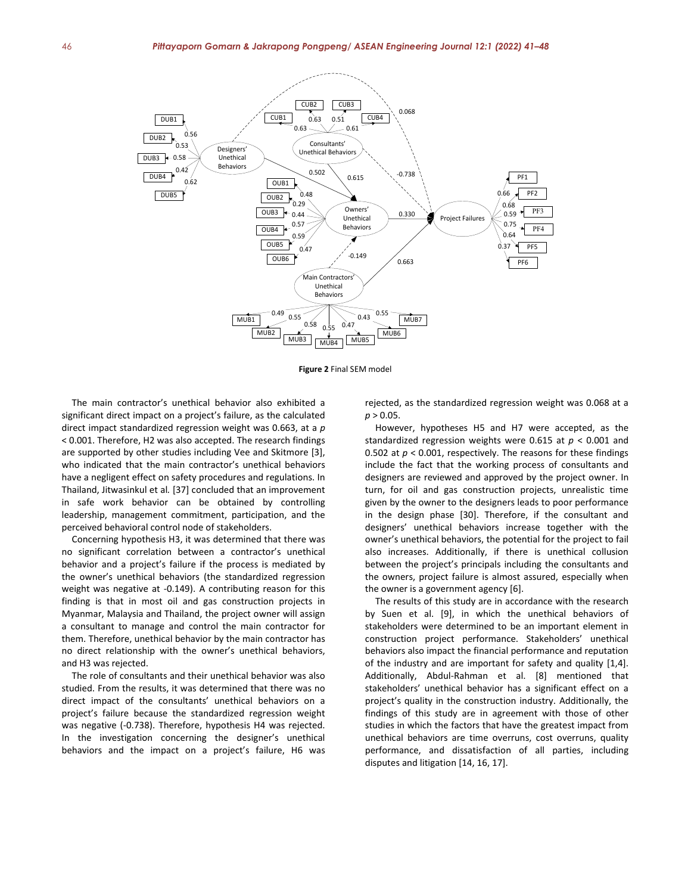**Figure 2** Final SEM model

The main contractor's unethical behavior also exhibited a significant direct impact on a project's failure, as the calculated direct impact standardized regression weight was 0.663, at a $p < 0.001$. Therefore, H2 was also accepted. The research findings are supported by other studies including Vee and Skitmore [3], who indicated that the main contractor's unethical behaviors have a negligent effect on safety procedures and regulations. In Thailand, Jitwasinkul et al. [37] concluded that an improvement in safe work behavior can be obtained by controlling leadership, management commitment, participation, and the perceived behavioral control node of stakeholders.

Concerning hypothesis H3, it was determined that there was no significant correlation between a contractor's unethical behavior and a project's failure if the process is mediated by the owner's unethical behaviors (the standardized regression weight was negative at -0.149). A contributing reason for this finding is that in most oil and gas construction projects in Myanmar, Malaysia and Thailand, the project owner will assign a consultant to manage and control the main contractor for them. Therefore, unethical behavior by the main contractor has no direct relationship with the owner's unethical behaviors, and H3 was rejected.

The role of consultants and their unethical behavior was also studied. From the results, it was determined that there was no direct impact of the consultants' unethical behaviors on a project's failure because the standardized regression weight was negative (-0.738). Therefore, hypothesis H4 was rejected. In the investigation concerning the designer's unethical behaviors and the impact on a project's failure, H6 was rejected, as the standardized regression weight was 0.068 at a $p > 0.05$.

However, hypotheses H5 and H7 were accepted, as the standardized regression weights were 0.615 at $p < 0.001$ and 0.502 at $p < 0.001$, respectively. The reasons for these findings include the fact that the working process of consultants and designers are reviewed and approved by the project owner. In turn, for oil and gas construction projects, unrealistic time given by the owner to the designers leads to poor performance in the design phase [30]. Therefore, if the consultant and designers' unethical behaviors increase together with the owner's unethical behaviors, the potential for the project to fail also increases. Additionally, if there is unethical collusion between the project's principals including the consultants and the owners, project failure is almost assured, especially when the owner is a government agency [6].

The results of this study are in accordance with the research by Suen et al. [9], in which the unethical behaviors of stakeholders were determined to be an important element in construction project performance. Stakeholders' unethical behaviors also impact the financial performance and reputation of the industry and are important for safety and quality [1,4]. Additionally, Abdul-Rahman et al. [8] mentioned that stakeholders' unethical behavior has a significant effect on a project's quality in the construction industry. Additionally, the findings of this study are in agreement with those of other studies in which the factors that have the greatest impact from unethical behaviors are time overruns, cost overruns, quality performance, and dissatisfaction of all parties, including disputes and litigation [14, 16, 17].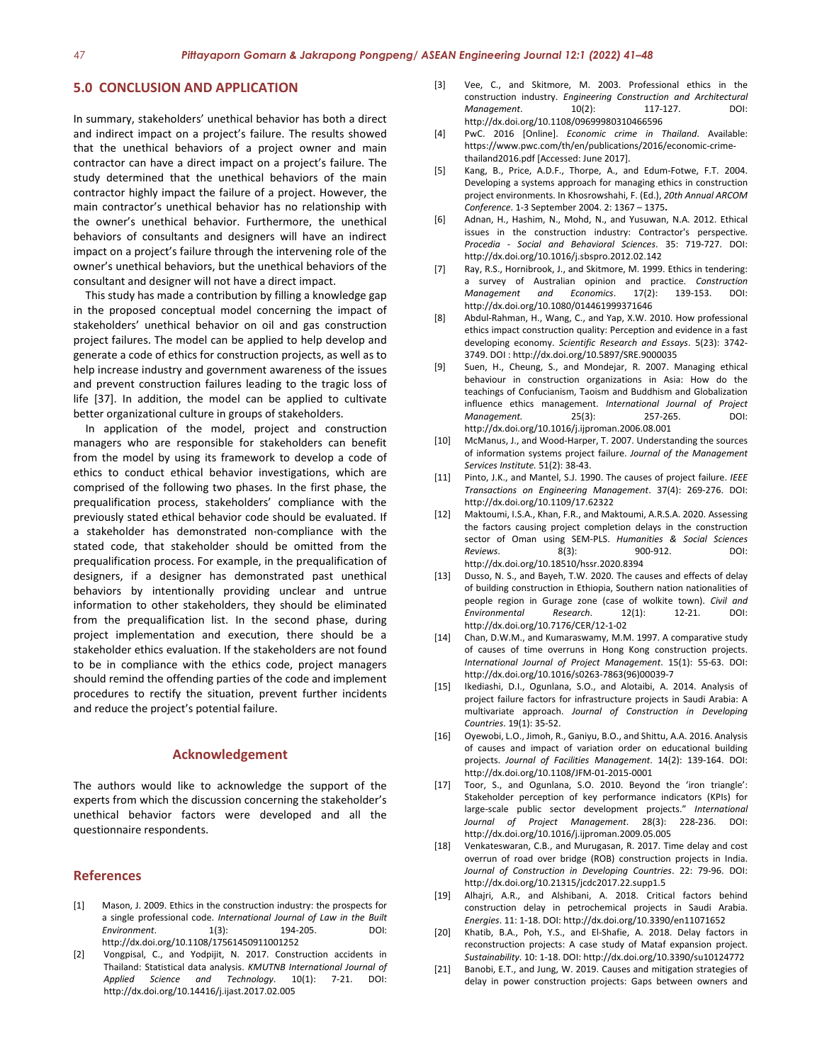## 5.0 CONCLUSION AND APPLICATION

In summary, stakeholders' unethical behavior has both a direct and indirect impact on a project's failure. The results showed that the unethical behaviors of a project owner and main contractor can have a direct impact on a project's failure. The study determined that the unethical behaviors of the main contractor highly impact the failure of a project. However, the main contractor's unethical behavior has no relationship with the owner's unethical behavior. Furthermore, the unethical behaviors of consultants and designers will have an indirect impact on a project's failure through the intervening role of the owner's unethical behaviors, but the unethical behaviors of the consultant and designer will not have a direct impact.

This study has made a contribution by filling a knowledge gap in the proposed conceptual model concerning the impact of stakeholders' unethical behavior on oil and gas construction project failures. The model can be applied to help develop and generate a code of ethics for construction projects, as well as to help increase industry and government awareness of the issues and prevent construction failures leading to the tragic loss of life [37]. In addition, the model can be applied to cultivate better organizational culture in groups of stakeholders.

In application of the model, project and construction managers who are responsible for stakeholders can benefit from the model by using its framework to develop a code of ethics to conduct ethical behavior investigations, which are comprised of the following two phases. In the first phase, the prequalification process, stakeholders' compliance with the previously stated ethical behavior code should be evaluated. If a stakeholder has demonstrated non-compliance with the stated code, that stakeholder should be omitted from the prequalification process. For example, in the prequalification of designers, if a designer has demonstrated past unethical behaviors by intentionally providing unclear and untrue information to other stakeholders, they should be eliminated from the prequalification list. In the second phase, during project implementation and execution, there should be a stakeholder ethics evaluation. If the stakeholders are not found to be in compliance with the ethics code, project managers should remind the offending parties of the code and implement procedures to rectify the situation, prevent further incidents and reduce the project's potential failure.

## Acknowledgement

The authors would like to acknowledge the support of the experts from which the discussion concerning the stakeholder's unethical behavior factors were developed and all the questionnaire respondents.

## References

[1] Mason, J. 2009. Ethics in the construction industry: the prospects for a single professional code. *International Journal of Law in the Built Environment*. 1(3): 194-205. DOI: http://dx.doi.org/10.1108/17561450911001252

[2] Vongpisal, C., and Yodpijit, N. 2017. Construction accidents in Thailand: Statistical data analysis. *KMUTNB International Journal of Applied Science and Technology*. 10(1): 7-21. DOI: http://dx.doi.org/10.14416/j.ijast.2017.02.005

[3] Vee, C., and Skitmore, M. 2003. Professional ethics in the construction industry. *Engineering Construction and Architectural Management*. 10(2): 117-127. DOI: http://dx.doi.org/10.1108/09699980310466596

[4] PwC. 2016 [Online]. *Economic crime in Thailand*. Available: https://www.pwc.com/th/en/publications/2016/economic-crime-thailand2016.pdf [Accessed: June 2017].

[5] Kang, B., Price, A.D.F., Thorpe, A., and Edum-Fotwe, F.T. 2004. Developing a systems approach for managing ethics in construction project environments. In Khosrowshahi, F. (Ed.), *20th Annual ARCOM Conference*. 1-3 September 2004. 2: 1367 – 1375.

[6] Adnan, H., Hashim, N., Mohd, N., and Yusuwan, N.A. 2012. Ethical issues in the construction industry: Contractor's perspective. *Procedia - Social and Behavioral Sciences*. 35: 719-727. DOI: http://dx.doi.org/10.1016/j.sbspro.2012.02.142

[7] Ray, R.S., Hornibrook, J., and Skitmore, M. 1999. Ethics in tendering: a survey of Australian opinion and practice. *Construction Management and Economics*. 17(2): 139-153. DOI: http://dx.doi.org/10.1080/014461999371646

[8] Abdul-Rahman, H., Wang, C., and Yap, X.W. 2010. How professional ethics impact construction quality: Perception and evidence in a fast developing economy. *Scientific Research and Essays*. 5(23): 3742-3749. DOI : http://dx.doi.org/10.5897/SRE.9000035

[9] Suen, H., Cheung, S., and Mondejar, R. 2007. Managing ethical behaviour in construction organizations in Asia: How do the teachings of Confucianism, Taoism and Buddhism and Globalization influence ethics management. *International Journal of Project Management.* 25(3): 257-265. DOI: http://dx.doi.org/10.1016/j.ijproman.2006.08.001

[10] McManus, J., and Wood-Harper, T. 2007. Understanding the sources of information systems project failure. *Journal of the Management Services Institute.* 51(2): 38-43.

[11] Pinto, J.K., and Mantel, S.J. 1990. The causes of project failure. *IEEE Transactions on Engineering Management*. 37(4): 269-276. DOI: http://dx.doi.org/10.1109/17.62322

[12] Maktoumi, I.S.A., Khan, F.R., and Maktoumi, A.R.S.A. 2020. Assessing the factors causing project completion delays in the construction sector of Oman using SEM-PLS. *Humanities & Social Sciences Reviews*. 8(3): 900-912. DOI: http://dx.doi.org/10.18510/hssr.2020.8394

[13] Dusso, N. S., and Bayeh, T.W. 2020. The causes and effects of delay of building construction in Ethiopia, Southern nation nationalities of people region in Gurage zone (case of wolkite town). *Civil and Environmental Research.* 12(1): 12-21. DOI: http://dx.doi.org/10.7176/CER/12-1-02

[14] Chan, D.W.M., and Kumaraswamy, M.M. 1997. A comparative study of causes of time overruns in Hong Kong construction projects. *International Journal of Project Management*. 15(1): 55-63. DOI: http://dx.doi.org/10.1016/s0263-7863(96)00039-7

[15] Ikediashi, D.I., Ogunlana, S.O., and Alotaibi, A. 2014. Analysis of project failure factors for infrastructure projects in Saudi Arabia: A multivariate approach. *Journal of Construction in Developing Countries*. 19(1): 35-52.

[16] Oyewobi, L.O., Jimoh, R., Ganiyu, B.O., and Shittu, A.A. 2016. Analysis of causes and impact of variation order on educational building projects. *Journal of Facilities Management*. 14(2): 139-164. DOI: http://dx.doi.org/10.1108/JFM-01-2015-0001

[17] Toor, S., and Ogunlana, S.O. 2010. Beyond the 'iron triangle': Stakeholder perception of key performance indicators (KPIs) for large-scale public sector development projects." *International Journal of Project Management*. 28(3): 228-236. DOI: http://dx.doi.org/10.1016/j.ijproman.2009.05.005

[18] Venkateswaran, C.B., and Murugasan, R. 2017. Time delay and cost overrun of road over bridge (ROB) construction projects in India. *Journal of Construction in Developing Countries*. 22: 79-96. DOI: http://dx.doi.org/10.21315/jcdc2017.22.supp1.5

[19] Alhajri, A.R., and Alshibani, A. 2018. Critical factors behind construction delay in petrochemical projects in Saudi Arabia. *Energies*. 11: 1-18. DOI: http://dx.doi.org/10.3390/en11071652

[20] Khatib, B.A., Poh, Y.S., and El-Shafie, A. 2018. Delay factors in reconstruction projects: A case study of Mataf expansion project. *Sustainability*. 10: 1-18. DOI: http://dx.doi.org/10.3390/su10124772

[21] Banobi, E.T., and Jung, W. 2019. Causes and mitigation strategies of delay in power construction projects: Gaps between owners and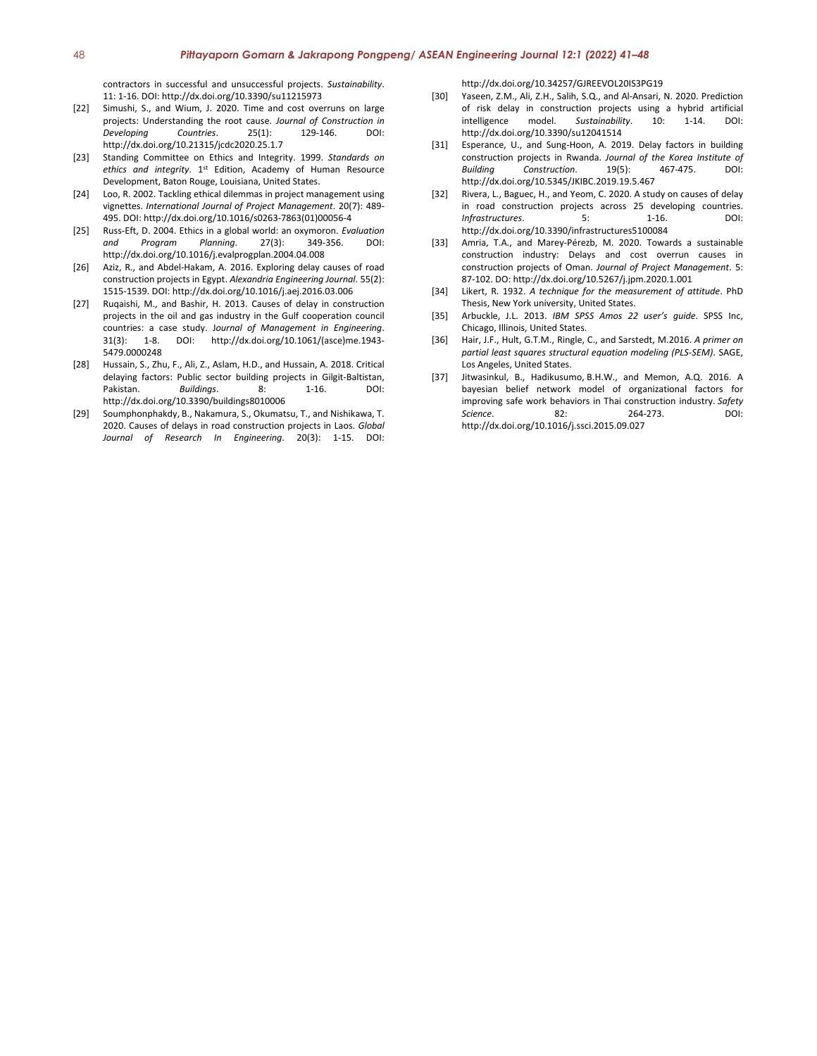contractors in successful and unsuccessful projects. *Sustainability*. 11: 1-16. DOI: http://dx.doi.org/10.3390/su11215973

[22] Simushi, S., and Wium, J. 2020. Time and cost overruns on large projects: Understanding the root cause. *Journal of Construction in Developing Countries*. 25(1): 129-146. DOI: http://dx.doi.org/10.21315/jcdc2020.25.1.7

[23] Standing Committee on Ethics and Integrity. 1999. *Standards on ethics and integrity*. 1st Edition, Academy of Human Resource Development, Baton Rouge, Louisiana, United States.

[24] Loo, R. 2002. Tackling ethical dilemmas in project management using vignettes. *International Journal of Project Management*. 20(7): 489-495. DOI: http://dx.doi.org/10.1016/s0263-7863(01)00056-4

[25] Russ-Eft, D. 2004. Ethics in a global world: an oxymoron. *Evaluation and Program Planning*. 27(3): 349-356. DOI: http://dx.doi.org/10.1016/j.evalprogplan.2004.04.008

[26] Aziz, R., and Abdel-Hakam, A. 2016. Exploring delay causes of road construction projects in Egypt. *Alexandria Engineering Journal*. 55(2): 1515-1539. DOI: http://dx.doi.org/10.1016/j.aej.2016.03.006

[27] Ruqaishi, M., and Bashir, H. 2013. Causes of delay in construction projects in the oil and gas industry in the Gulf cooperation council countries: a case study. *Journal of Management in Engineering*. 31(3): 1-8. DOI: http://dx.doi.org/10.1061/(asce)me.1943-5479.0000248

[28] Hussain, S., Zhu, F., Ali, Z., Aslam, H.D., and Hussain, A. 2018. Critical delaying factors: Public sector building projects in Gilgit-Baltistan, Pakistan. *Buildings*. 8: 1-16. DOI: http://dx.doi.org/10.3390/buildings8010006

[29] Soumphonphakdy, B., Nakamura, S., Okumatsu, T., and Nishikawa, T. 2020. Causes of delays in road construction projects in Laos. *Global Journal of Research In Engineering*. 20(3): 1-15. DOI: http://dx.doi.org/10.34257/GJREEVOL20IS3PG19

[30] Yaseen, Z.M., Ali, Z.H., Salih, S.Q., and Al-Ansari, N. 2020. Prediction of risk delay in construction projects using a hybrid artificial intelligence model. *Sustainability*. 10: 1-14. DOI: http://dx.doi.org/10.3390/su12041514

[31] Esperance, U., and Sung-Hoon, A. 2019. Delay factors in building construction projects in Rwanda. *Journal of the Korea Institute of Building Construction*. 19(5): 467-475. DOI: http://dx.doi.org/10.5345/JKIBC.2019.19.5.467

[32] Rivera, L., Baguec, H., and Yeom, C. 2020. A study on causes of delay in road construction projects across 25 developing countries. *Infrastructures*. 5: 1-16. DOI: http://dx.doi.org/10.3390/infrastructures5100084

[33] Amria, T.A., and Marey-Pérezb, M. 2020. Towards a sustainable construction industry: Delays and cost overrun causes in construction projects of Oman. *Journal of Project Management*. 5: 87-102. DO: http://dx.doi.org/10.5267/j.jpm.2020.1.001

[34] Likert, R. 1932. *A technique for the measurement of attitude*. PhD Thesis, New York university, United States.

[35] Arbuckle, J.L. 2013. *IBM SPSS Amos 22 user's guide*. SPSS Inc, Chicago, Illinois, United States.

[36] Hair, J.F., Hult, G.T.M., Ringle, C., and Sarstedt, M.2016. *A primer on partial least squares structural equation modeling (PLS-SEM)*. SAGE, Los Angeles, United States.

[37] Jitwasinkul, B., Hadikusumo, B.H.W., and Memon, A.Q. 2016. A bayesian belief network model of organizational factors for improving safe work behaviors in Thai construction industry. *Safety Science*. 82: 264-273. DOI: http://dx.doi.org/10.1016/j.ssci.2015.09.027